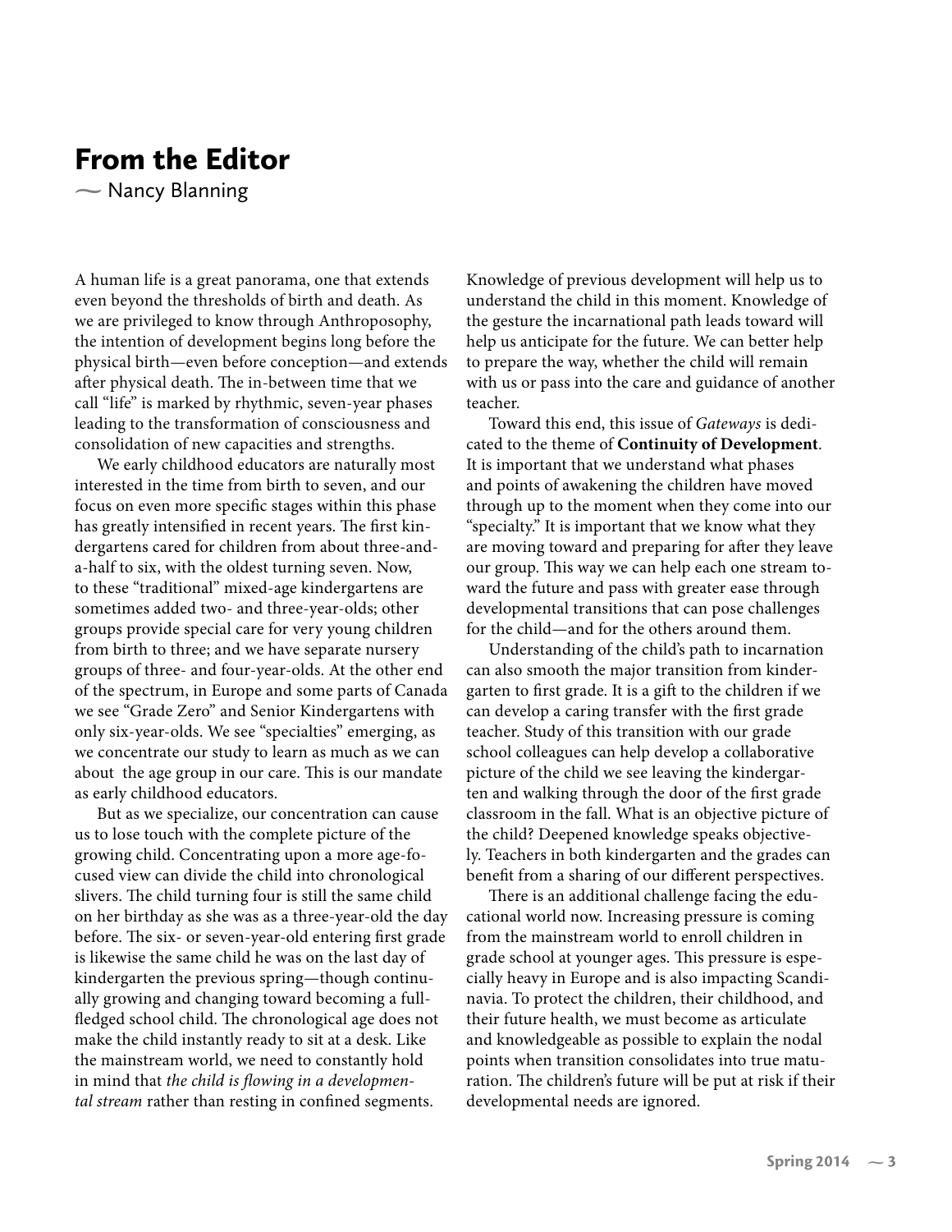# From the Editor

~ Nancy Blanning

A human life is a great panorama, one that extends even beyond the thresholds of birth and death. As we are privileged to know through Anthroposophy, the intention of development begins long before the physical birth—even before conception—and extends after physical death. The in-between time that we call "life" is marked by rhythmic, seven-year phases leading to the transformation of consciousness and consolidation of new capacities and strengths.

We early childhood educators are naturally most interested in the time from birth to seven, and our focus on even more specific stages within this phase has greatly intensified in recent years. The first kindergartens cared for children from about three-and-a-half to six, with the oldest turning seven. Now, to these "traditional" mixed-age kindergartens are sometimes added two- and three-year-olds; other groups provide special care for very young children from birth to three; and we have separate nursery groups of three- and four-year-olds. At the other end of the spectrum, in Europe and some parts of Canada we see "Grade Zero" and Senior Kindergartens with only six-year-olds. We see "specialties" emerging, as we concentrate our study to learn as much as we can about the age group in our care. This is our mandate as early childhood educators.

But as we specialize, our concentration can cause us to lose touch with the complete picture of the growing child. Concentrating upon a more age-focused view can divide the child into chronological slivers. The child turning four is still the same child on her birthday as she was as a three-year-old the day before. The six- or seven-year-old entering first grade is likewise the same child he was on the last day of kindergarten the previous spring—though continually growing and changing toward becoming a full-fledged school child. The chronological age does not make the child instantly ready to sit at a desk. Like the mainstream world, we need to constantly hold in mind that *the child is flowing in a developmental stream* rather than resting in confined segments.

Knowledge of previous development will help us to understand the child in this moment. Knowledge of the gesture the incarnational path leads toward will help us anticipate for the future. We can better help to prepare the way, whether the child will remain with us or pass into the care and guidance of another teacher.

Toward this end, this issue of *Gateways* is dedicated to the theme of **Continuity of Development**. It is important that we understand what phases and points of awakening the children have moved through up to the moment when they come into our "specialty." It is important that we know what they are moving toward and preparing for after they leave our group. This way we can help each one stream toward the future and pass with greater ease through developmental transitions that can pose challenges for the child—and for the others around them.

Understanding of the child's path to incarnation can also smooth the major transition from kindergarten to first grade. It is a gift to the children if we can develop a caring transfer with the first grade teacher. Study of this transition with our grade school colleagues can help develop a collaborative picture of the child we see leaving the kindergarten and walking through the door of the first grade classroom in the fall. What is an objective picture of the child? Deepened knowledge speaks objectively. Teachers in both kindergarten and the grades can benefit from a sharing of our different perspectives.

There is an additional challenge facing the educational world now. Increasing pressure is coming from the mainstream world to enroll children in grade school at younger ages. This pressure is especially heavy in Europe and is also impacting Scandinavia. To protect the children, their childhood, and their future health, we must become as articulate and knowledgeable as possible to explain the nodal points when transition consolidates into true maturation. The children's future will be put at risk if their developmental needs are ignored.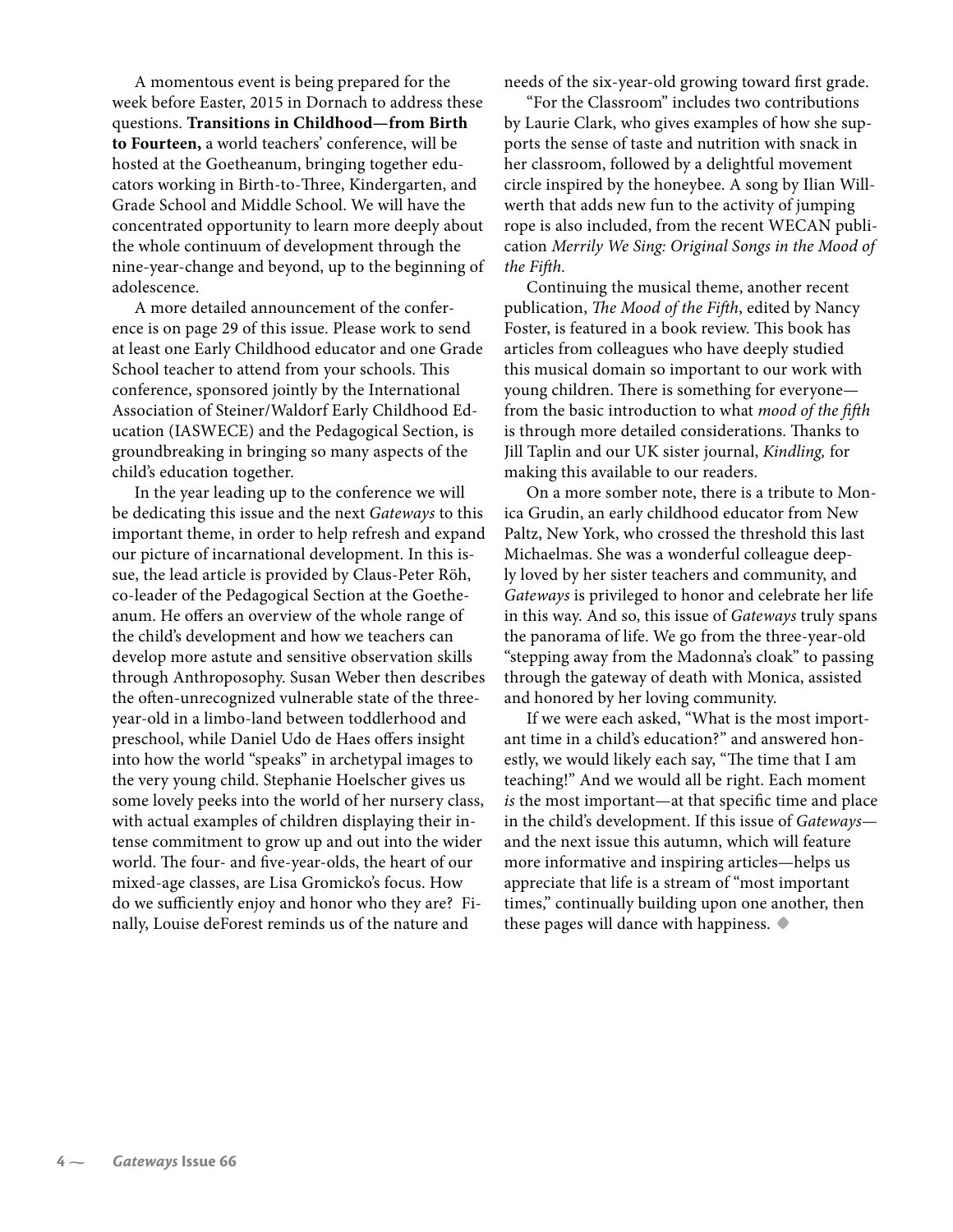A momentous event is being prepared for the week before Easter, 2015 in Dornach to address these questions. **Transitions in Childhood—from Birth to Fourteen,** a world teachers' conference, will be hosted at the Goetheanum, bringing together educators working in Birth-to-Three, Kindergarten, and Grade School and Middle School. We will have the concentrated opportunity to learn more deeply about the whole continuum of development through the nine-year-change and beyond, up to the beginning of adolescence.

A more detailed announcement of the conference is on page 29 of this issue. Please work to send at least one Early Childhood educator and one Grade School teacher to attend from your schools. This conference, sponsored jointly by the International Association of Steiner/Waldorf Early Childhood Education (IASWECE) and the Pedagogical Section, is groundbreaking in bringing so many aspects of the child's education together.

In the year leading up to the conference we will be dedicating this issue and the next *Gateways* to this important theme, in order to help refresh and expand our picture of incarnational development. In this issue, the lead article is provided by Claus-Peter Röh, co-leader of the Pedagogical Section at the Goetheanum. He offers an overview of the whole range of the child's development and how we teachers can develop more astute and sensitive observation skills through Anthroposophy. Susan Weber then describes the often-unrecognized vulnerable state of the three-year-old in a limbo-land between toddlerhood and preschool, while Daniel Udo de Haes offers insight into how the world "speaks" in archetypal images to the very young child. Stephanie Hoelscher gives us some lovely peeks into the world of her nursery class, with actual examples of children displaying their intense commitment to grow up and out into the wider world. The four- and five-year-olds, the heart of our mixed-age classes, are Lisa Gromicko's focus. How do we sufficiently enjoy and honor who they are? Finally, Louise deForest reminds us of the nature and needs of the six-year-old growing toward first grade.

"For the Classroom" includes two contributions by Laurie Clark, who gives examples of how she supports the sense of taste and nutrition with snack in her classroom, followed by a delightful movement circle inspired by the honeybee. A song by Ilian Willwerth that adds new fun to the activity of jumping rope is also included, from the recent WECAN publication *Merrily We Sing: Original Songs in the Mood of the Fifth*.

Continuing the musical theme, another recent publication, *The Mood of the Fifth*, edited by Nancy Foster, is featured in a book review. This book has articles from colleagues who have deeply studied this musical domain so important to our work with young children. There is something for everyone—from the basic introduction to what *mood of the fifth* is through more detailed considerations. Thanks to Jill Taplin and our UK sister journal, *Kindling,* for making this available to our readers.

On a more somber note, there is a tribute to Monica Grudin, an early childhood educator from New Paltz, New York, who crossed the threshold this last Michaelmas. She was a wonderful colleague deeply loved by her sister teachers and community, and *Gateways* is privileged to honor and celebrate her life in this way. And so, this issue of *Gateways* truly spans the panorama of life. We go from the three-year-old "stepping away from the Madonna's cloak" to passing through the gateway of death with Monica, assisted and honored by her loving community.

If we were each asked, "What is the most important time in a child's education?" and answered honestly, we would likely each say, "The time that I am teaching!" And we would all be right. Each moment *is* the most important—at that specific time and place in the child's development. If this issue of *Gateways*—and the next issue this autumn, which will feature more informative and inspiring articles—helps us appreciate that life is a stream of "most important times," continually building upon one another, then these pages will dance with happiness. ◆